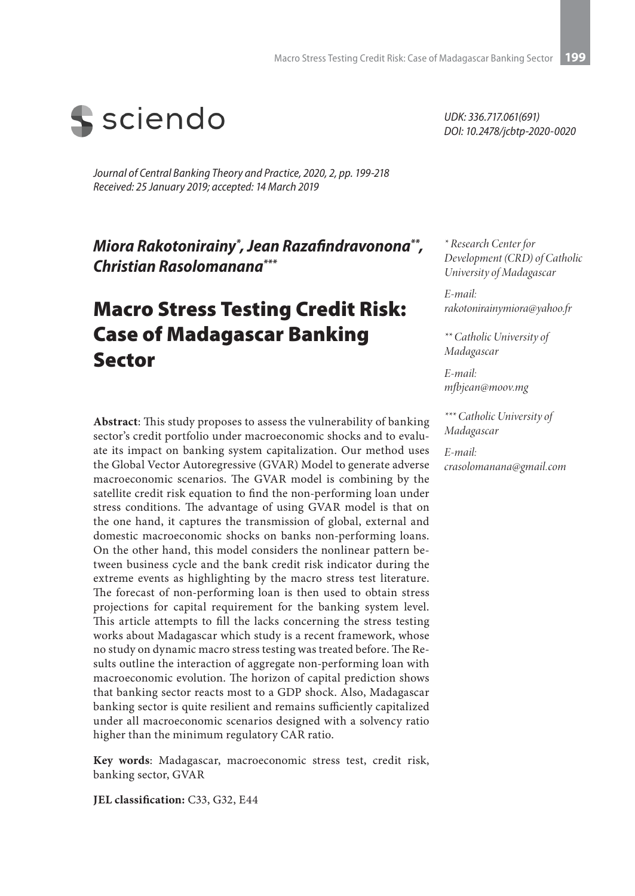UDK: 336.717.061(691)
DOI: 10.2478/jcbtp-2020-0020

*Journal of Central Banking Theory and Practice, 2020, 2, pp. 199-218*
*Received: 25 January 2019; accepted: 14 March 2019*

***Miora Rakotonirainy*[*], *Jean Razafindravonona*[**], *Christian Rasolomanana*[***]**

# Macro Stress Testing Credit Risk: Case of Madagascar Banking Sector

*[*] Research Center for Development (CRD) of Catholic University of Madagascar*

*E-mail: rakotonirainymiora@yahoo.fr*

*[**] Catholic University of Madagascar*

*E-mail: mfbjean@moov.mg*

*[***] Catholic University of Madagascar*

*E-mail: crasolomanana@gmail.com*

**Abstract**: This study proposes to assess the vulnerability of banking sector's credit portfolio under macroeconomic shocks and to evaluate its impact on banking system capitalization. Our method uses the Global Vector Autoregressive (GVAR) Model to generate adverse macroeconomic scenarios. The GVAR model is combining by the satellite credit risk equation to find the non-performing loan under stress conditions. The advantage of using GVAR model is that on the one hand, it captures the transmission of global, external and domestic macroeconomic shocks on banks non-performing loans. On the other hand, this model considers the nonlinear pattern between business cycle and the bank credit risk indicator during the extreme events as highlighting by the macro stress test literature. The forecast of non-performing loan is then used to obtain stress projections for capital requirement for the banking system level. This article attempts to fill the lacks concerning the stress testing works about Madagascar which study is a recent framework, whose no study on dynamic macro stress testing was treated before. The Results outline the interaction of aggregate non-performing loan with macroeconomic evolution. The horizon of capital prediction shows that banking sector reacts most to a GDP shock. Also, Madagascar banking sector is quite resilient and remains sufficiently capitalized under all macroeconomic scenarios designed with a solvency ratio higher than the minimum regulatory CAR ratio.

**Key words**: Madagascar, macroeconomic stress test, credit risk, banking sector, GVAR

**JEL classification:** C33, G32, E44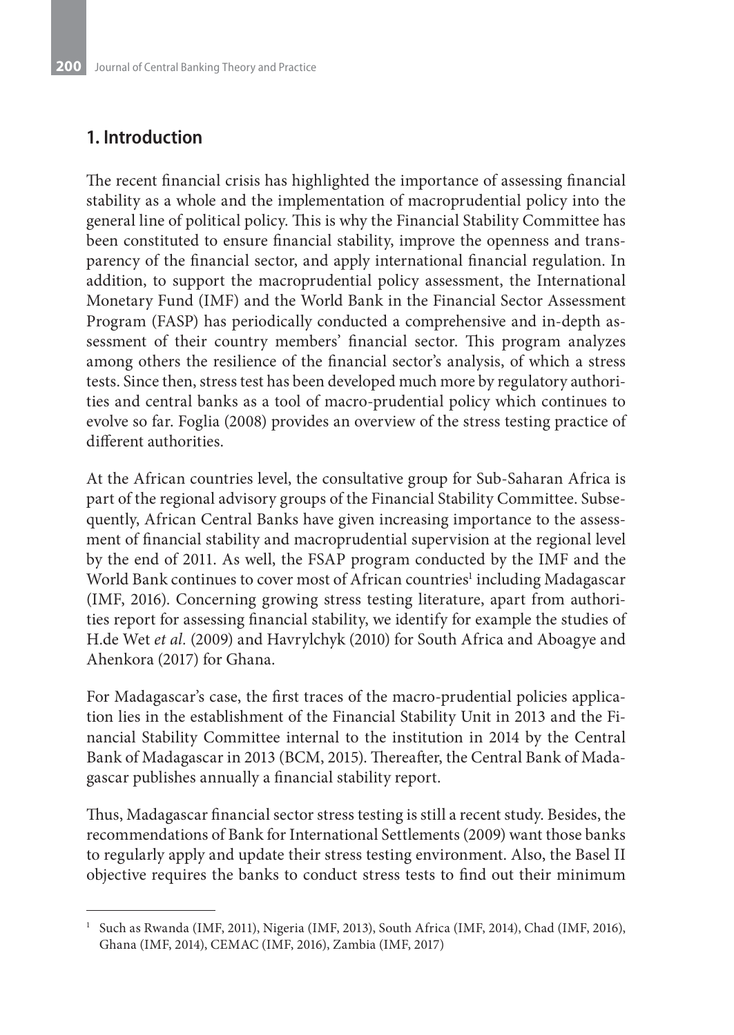## 1. Introduction

The recent financial crisis has highlighted the importance of assessing financial stability as a whole and the implementation of macroprudential policy into the general line of political policy. This is why the Financial Stability Committee has been constituted to ensure financial stability, improve the openness and transparency of the financial sector, and apply international financial regulation. In addition, to support the macroprudential policy assessment, the International Monetary Fund (IMF) and the World Bank in the Financial Sector Assessment Program (FASP) has periodically conducted a comprehensive and in-depth assessment of their country members' financial sector. This program analyzes among others the resilience of the financial sector's analysis, of which a stress tests. Since then, stress test has been developed much more by regulatory authorities and central banks as a tool of macro-prudential policy which continues to evolve so far. Foglia (2008) provides an overview of the stress testing practice of different authorities.

At the African countries level, the consultative group for Sub-Saharan Africa is part of the regional advisory groups of the Financial Stability Committee. Subsequently, African Central Banks have given increasing importance to the assessment of financial stability and macroprudential supervision at the regional level by the end of 2011. As well, the FSAP program conducted by the IMF and the World Bank continues to cover most of African countries[1] including Madagascar (IMF, 2016). Concerning growing stress testing literature, apart from authorities report for assessing financial stability, we identify for example the studies of H.de Wet *et al.* (2009) and Havrylchyk (2010) for South Africa and Aboagye and Ahenkora (2017) for Ghana.

For Madagascar's case, the first traces of the macro-prudential policies application lies in the establishment of the Financial Stability Unit in 2013 and the Financial Stability Committee internal to the institution in 2014 by the Central Bank of Madagascar in 2013 (BCM, 2015). Thereafter, the Central Bank of Madagascar publishes annually a financial stability report.

Thus, Madagascar financial sector stress testing is still a recent study. Besides, the recommendations of Bank for International Settlements (2009) want those banks to regularly apply and update their stress testing environment. Also, the Basel II objective requires the banks to conduct stress tests to find out their minimum

---

[1] Such as Rwanda (IMF, 2011), Nigeria (IMF, 2013), South Africa (IMF, 2014), Chad (IMF, 2016), Ghana (IMF, 2014), CEMAC (IMF, 2016), Zambia (IMF, 2017)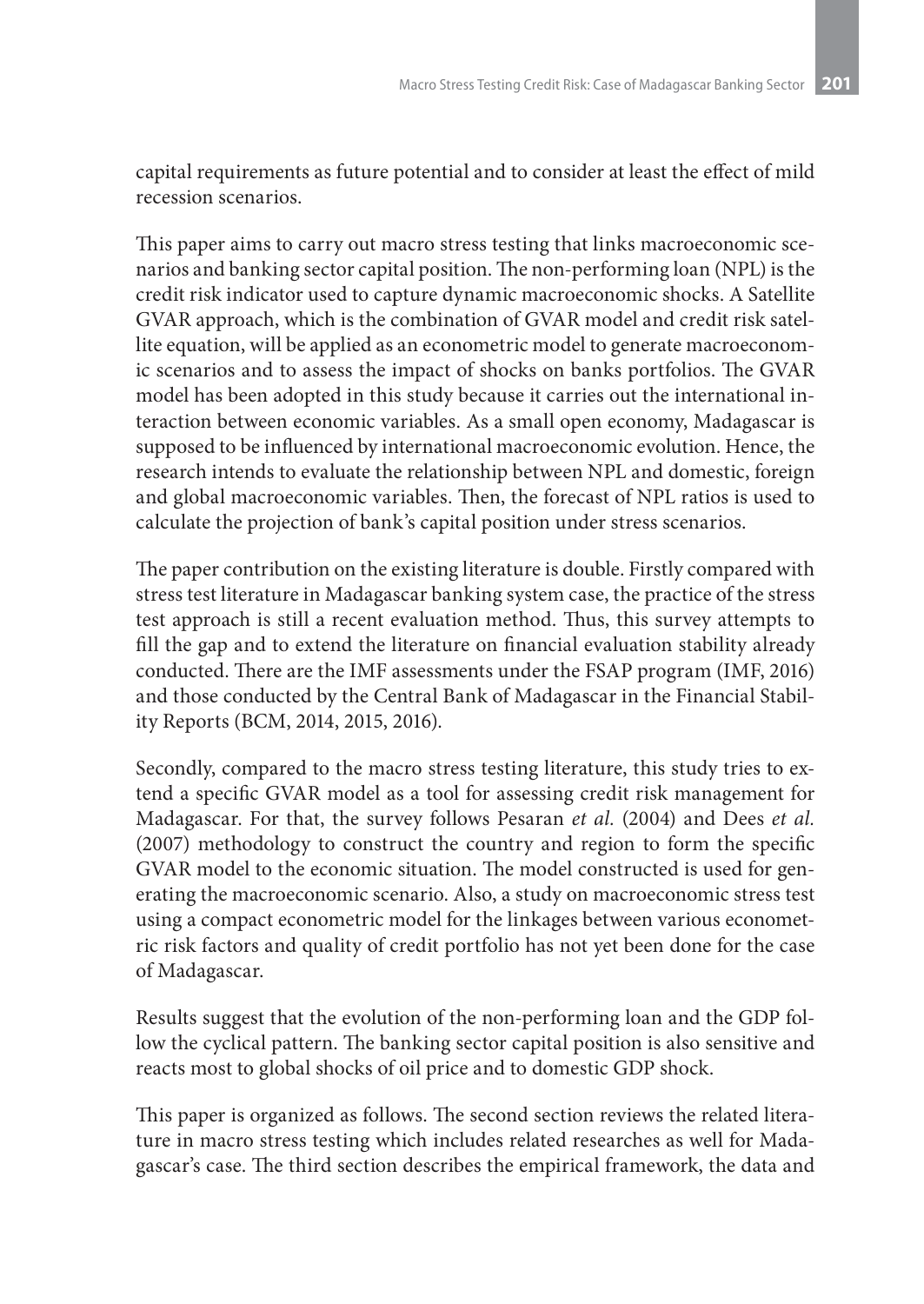capital requirements as future potential and to consider at least the effect of mild recession scenarios.

This paper aims to carry out macro stress testing that links macroeconomic scenarios and banking sector capital position. The non-performing loan (NPL) is the credit risk indicator used to capture dynamic macroeconomic shocks. A Satellite GVAR approach, which is the combination of GVAR model and credit risk satellite equation, will be applied as an econometric model to generate macroeconomic scenarios and to assess the impact of shocks on banks portfolios. The GVAR model has been adopted in this study because it carries out the international interaction between economic variables. As a small open economy, Madagascar is supposed to be influenced by international macroeconomic evolution. Hence, the research intends to evaluate the relationship between NPL and domestic, foreign and global macroeconomic variables. Then, the forecast of NPL ratios is used to calculate the projection of bank's capital position under stress scenarios.

The paper contribution on the existing literature is double. Firstly compared with stress test literature in Madagascar banking system case, the practice of the stress test approach is still a recent evaluation method. Thus, this survey attempts to fill the gap and to extend the literature on financial evaluation stability already conducted. There are the IMF assessments under the FSAP program (IMF, 2016) and those conducted by the Central Bank of Madagascar in the Financial Stability Reports (BCM, 2014, 2015, 2016).

Secondly, compared to the macro stress testing literature, this study tries to extend a specific GVAR model as a tool for assessing credit risk management for Madagascar. For that, the survey follows Pesaran *et al.* (2004) and Dees *et al.* (2007) methodology to construct the country and region to form the specific GVAR model to the economic situation. The model constructed is used for generating the macroeconomic scenario. Also, a study on macroeconomic stress test using a compact econometric model for the linkages between various econometric risk factors and quality of credit portfolio has not yet been done for the case of Madagascar.

Results suggest that the evolution of the non-performing loan and the GDP follow the cyclical pattern. The banking sector capital position is also sensitive and reacts most to global shocks of oil price and to domestic GDP shock.

This paper is organized as follows. The second section reviews the related literature in macro stress testing which includes related researches as well for Madagascar's case. The third section describes the empirical framework, the data and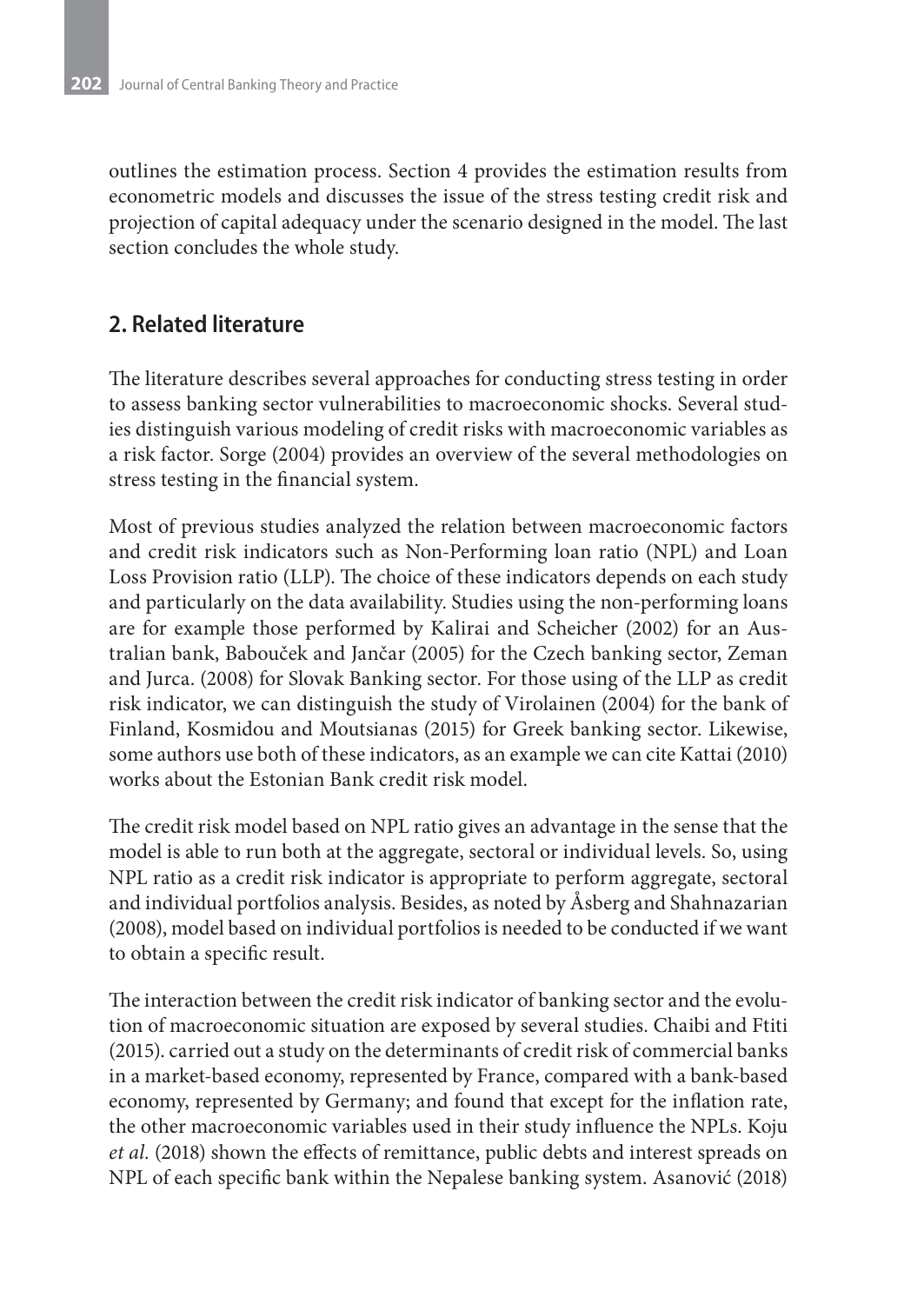outlines the estimation process. Section 4 provides the estimation results from econometric models and discusses the issue of the stress testing credit risk and projection of capital adequacy under the scenario designed in the model. The last section concludes the whole study.

## 2. Related literature

The literature describes several approaches for conducting stress testing in order to assess banking sector vulnerabilities to macroeconomic shocks. Several studies distinguish various modeling of credit risks with macroeconomic variables as a risk factor. Sorge (2004) provides an overview of the several methodologies on stress testing in the financial system.

Most of previous studies analyzed the relation between macroeconomic factors and credit risk indicators such as Non-Performing loan ratio (NPL) and Loan Loss Provision ratio (LLP). The choice of these indicators depends on each study and particularly on the data availability. Studies using the non-performing loans are for example those performed by Kalirai and Scheicher (2002) for an Australian bank, Babouček and Jančar (2005) for the Czech banking sector, Zeman and Jurca. (2008) for Slovak Banking sector. For those using of the LLP as credit risk indicator, we can distinguish the study of Virolainen (2004) for the bank of Finland, Kosmidou and Moutsianas (2015) for Greek banking sector. Likewise, some authors use both of these indicators, as an example we can cite Kattai (2010) works about the Estonian Bank credit risk model.

The credit risk model based on NPL ratio gives an advantage in the sense that the model is able to run both at the aggregate, sectoral or individual levels. So, using NPL ratio as a credit risk indicator is appropriate to perform aggregate, sectoral and individual portfolios analysis. Besides, as noted by Åsberg and Shahnazarian (2008), model based on individual portfolios is needed to be conducted if we want to obtain a specific result.

The interaction between the credit risk indicator of banking sector and the evolution of macroeconomic situation are exposed by several studies. Chaibi and Ftiti (2015). carried out a study on the determinants of credit risk of commercial banks in a market-based economy, represented by France, compared with a bank-based economy, represented by Germany; and found that except for the inflation rate, the other macroeconomic variables used in their study influence the NPLs. Koju *et al.* (2018) shown the effects of remittance, public debts and interest spreads on NPL of each specific bank within the Nepalese banking system. Asanović (2018)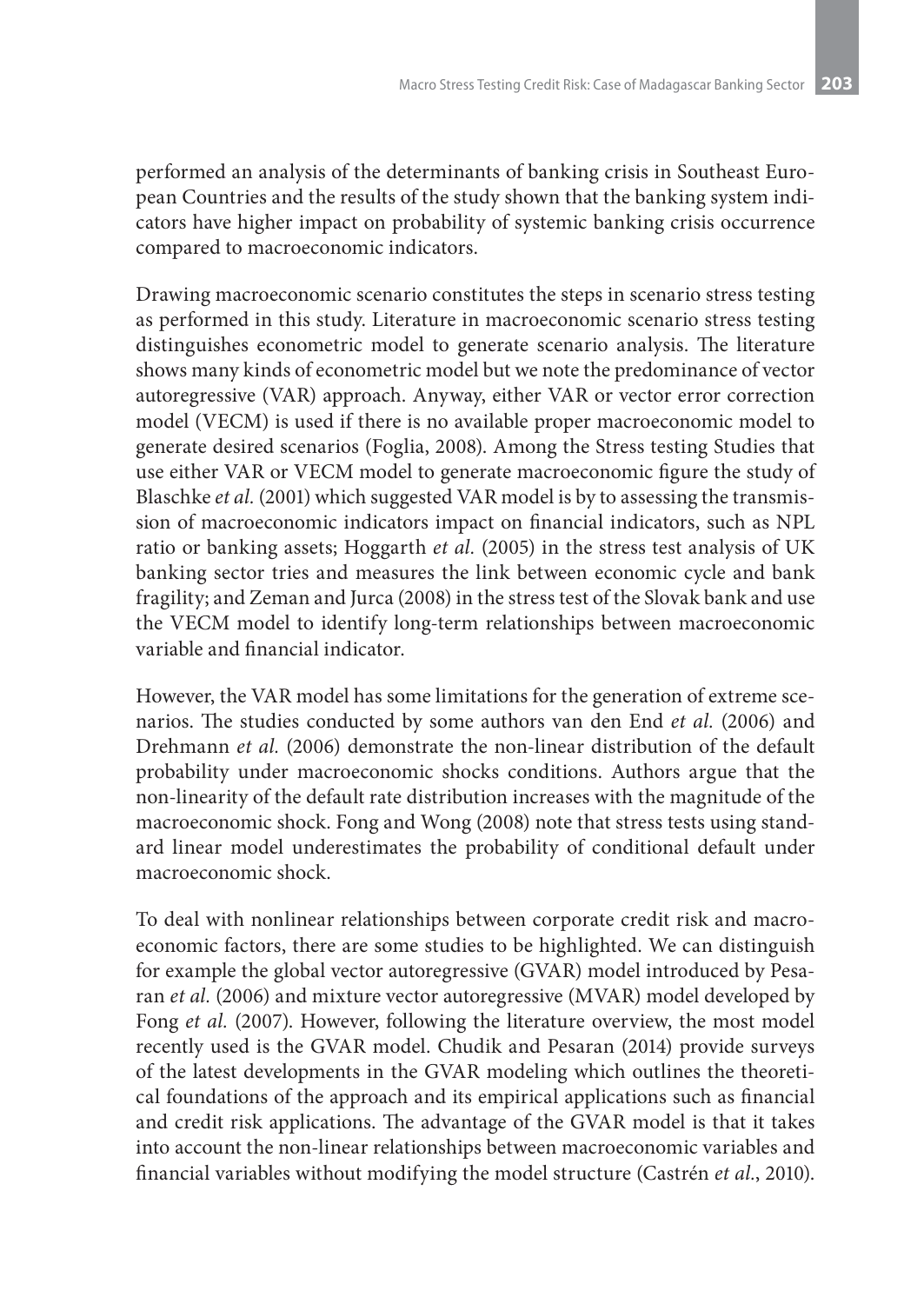performed an analysis of the determinants of banking crisis in Southeast European Countries and the results of the study shown that the banking system indicators have higher impact on probability of systemic banking crisis occurrence compared to macroeconomic indicators.

Drawing macroeconomic scenario constitutes the steps in scenario stress testing as performed in this study. Literature in macroeconomic scenario stress testing distinguishes econometric model to generate scenario analysis. The literature shows many kinds of econometric model but we note the predominance of vector autoregressive (VAR) approach. Anyway, either VAR or vector error correction model (VECM) is used if there is no available proper macroeconomic model to generate desired scenarios (Foglia, 2008). Among the Stress testing Studies that use either VAR or VECM model to generate macroeconomic figure the study of Blaschke *et al.* (2001) which suggested VAR model is by to assessing the transmission of macroeconomic indicators impact on financial indicators, such as NPL ratio or banking assets; Hoggarth *et al.* (2005) in the stress test analysis of UK banking sector tries and measures the link between economic cycle and bank fragility; and Zeman and Jurca (2008) in the stress test of the Slovak bank and use the VECM model to identify long-term relationships between macroeconomic variable and financial indicator.

However, the VAR model has some limitations for the generation of extreme scenarios. The studies conducted by some authors van den End *et al.* (2006) and Drehmann *et al.* (2006) demonstrate the non-linear distribution of the default probability under macroeconomic shocks conditions. Authors argue that the non-linearity of the default rate distribution increases with the magnitude of the macroeconomic shock. Fong and Wong (2008) note that stress tests using standard linear model underestimates the probability of conditional default under macroeconomic shock.

To deal with nonlinear relationships between corporate credit risk and macroeconomic factors, there are some studies to be highlighted. We can distinguish for example the global vector autoregressive (GVAR) model introduced by Pesaran *et al.* (2006) and mixture vector autoregressive (MVAR) model developed by Fong *et al.* (2007). However, following the literature overview, the most model recently used is the GVAR model. Chudik and Pesaran (2014) provide surveys of the latest developments in the GVAR modeling which outlines the theoretical foundations of the approach and its empirical applications such as financial and credit risk applications. The advantage of the GVAR model is that it takes into account the non-linear relationships between macroeconomic variables and financial variables without modifying the model structure (Castrén *et al.*, 2010).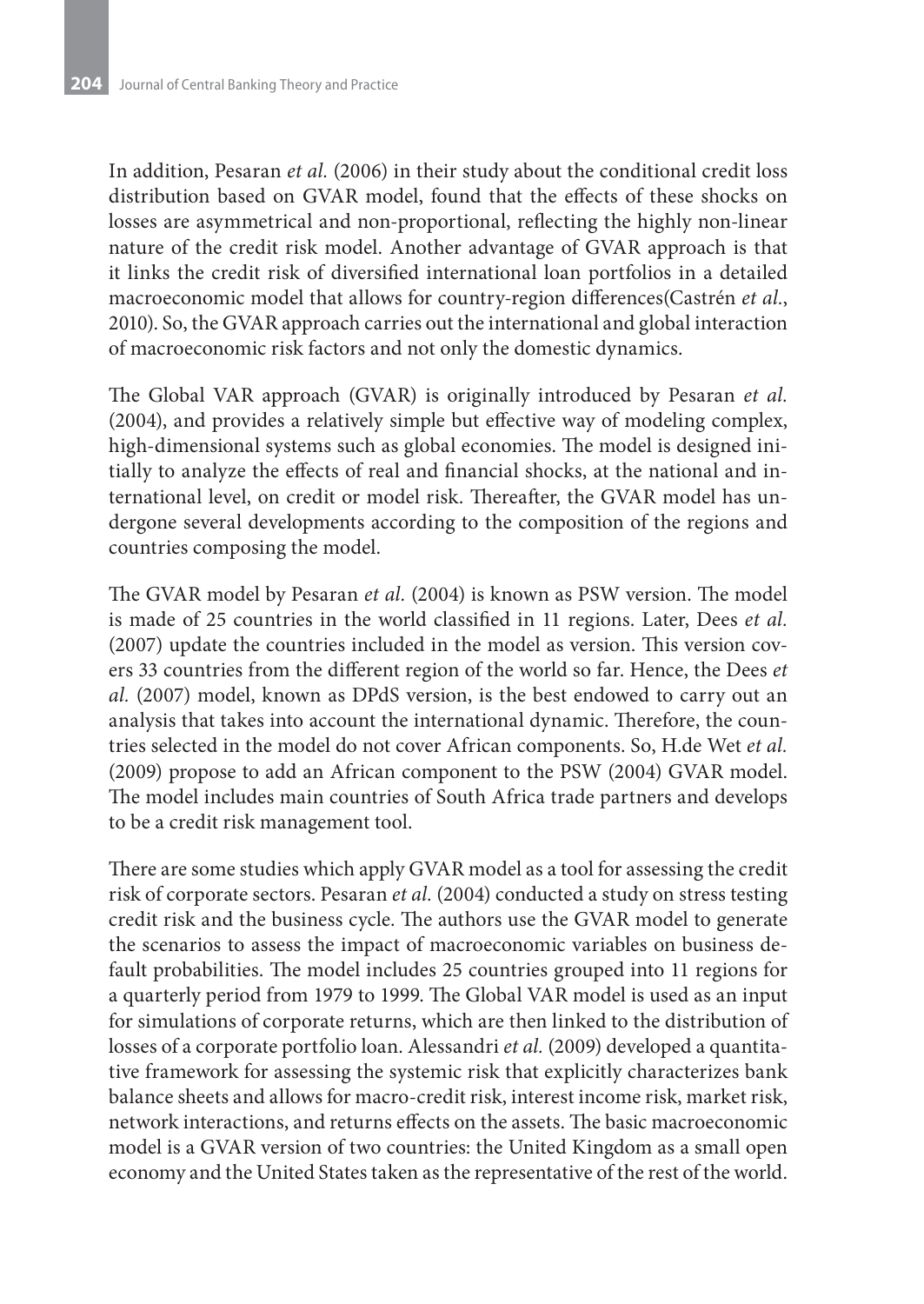In addition, Pesaran *et al.* (2006) in their study about the conditional credit loss distribution based on GVAR model, found that the effects of these shocks on losses are asymmetrical and non-proportional, reflecting the highly non-linear nature of the credit risk model. Another advantage of GVAR approach is that it links the credit risk of diversified international loan portfolios in a detailed macroeconomic model that allows for country-region differences(Castrén *et al.*, 2010). So, the GVAR approach carries out the international and global interaction of macroeconomic risk factors and not only the domestic dynamics.

The Global VAR approach (GVAR) is originally introduced by Pesaran *et al.* (2004), and provides a relatively simple but effective way of modeling complex, high-dimensional systems such as global economies. The model is designed initially to analyze the effects of real and financial shocks, at the national and international level, on credit or model risk. Thereafter, the GVAR model has undergone several developments according to the composition of the regions and countries composing the model.

The GVAR model by Pesaran *et al.* (2004) is known as PSW version. The model is made of 25 countries in the world classified in 11 regions. Later, Dees *et al.* (2007) update the countries included in the model as version. This version covers 33 countries from the different region of the world so far. Hence, the Dees *et al.* (2007) model, known as DPdS version, is the best endowed to carry out an analysis that takes into account the international dynamic. Therefore, the countries selected in the model do not cover African components. So, H.de Wet *et al.* (2009) propose to add an African component to the PSW (2004) GVAR model. The model includes main countries of South Africa trade partners and develops to be a credit risk management tool.

There are some studies which apply GVAR model as a tool for assessing the credit risk of corporate sectors. Pesaran *et al.* (2004) conducted a study on stress testing credit risk and the business cycle. The authors use the GVAR model to generate the scenarios to assess the impact of macroeconomic variables on business default probabilities. The model includes 25 countries grouped into 11 regions for a quarterly period from 1979 to 1999. The Global VAR model is used as an input for simulations of corporate returns, which are then linked to the distribution of losses of a corporate portfolio loan. Alessandri *et al.* (2009) developed a quantitative framework for assessing the systemic risk that explicitly characterizes bank balance sheets and allows for macro-credit risk, interest income risk, market risk, network interactions, and returns effects on the assets. The basic macroeconomic model is a GVAR version of two countries: the United Kingdom as a small open economy and the United States taken as the representative of the rest of the world.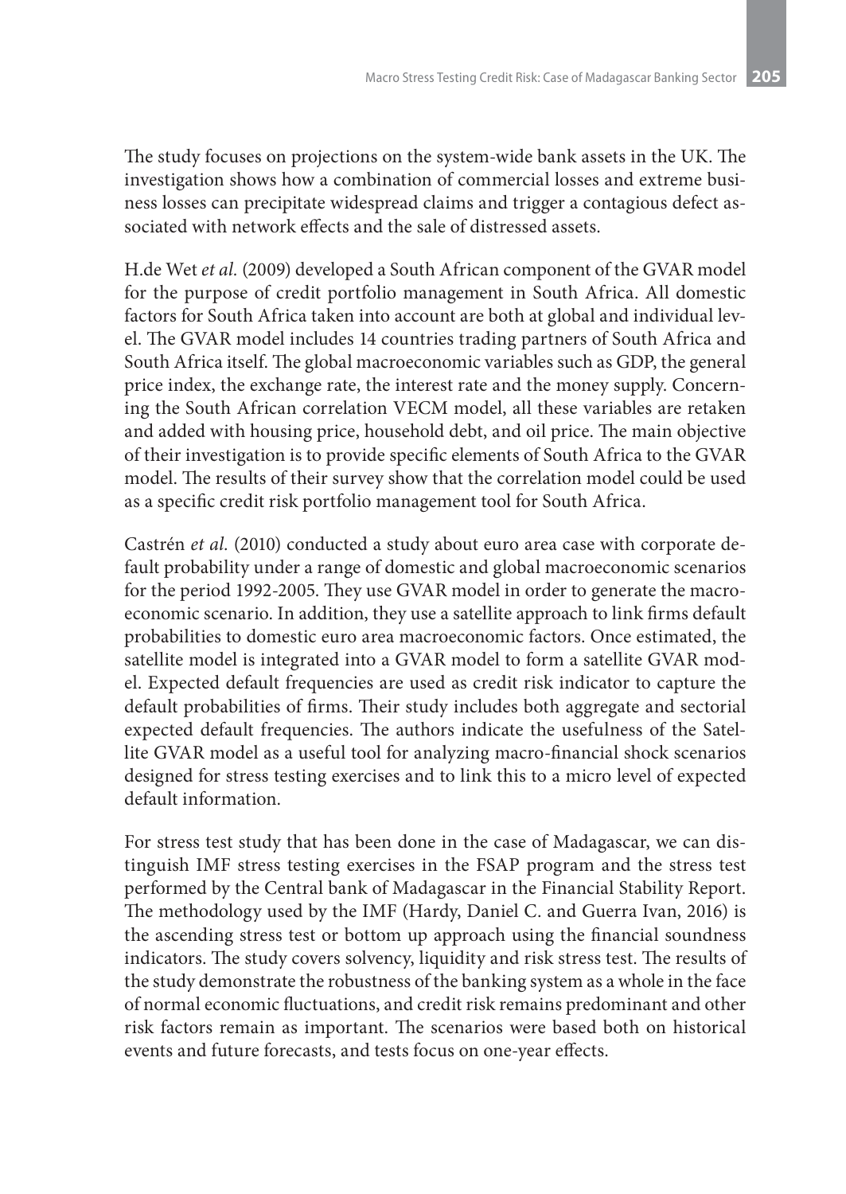The study focuses on projections on the system-wide bank assets in the UK. The investigation shows how a combination of commercial losses and extreme business losses can precipitate widespread claims and trigger a contagious defect associated with network effects and the sale of distressed assets.

H.de Wet *et al.* (2009) developed a South African component of the GVAR model for the purpose of credit portfolio management in South Africa. All domestic factors for South Africa taken into account are both at global and individual level. The GVAR model includes 14 countries trading partners of South Africa and South Africa itself. The global macroeconomic variables such as GDP, the general price index, the exchange rate, the interest rate and the money supply. Concerning the South African correlation VECM model, all these variables are retaken and added with housing price, household debt, and oil price. The main objective of their investigation is to provide specific elements of South Africa to the GVAR model. The results of their survey show that the correlation model could be used as a specific credit risk portfolio management tool for South Africa.

Castrén *et al.* (2010) conducted a study about euro area case with corporate default probability under a range of domestic and global macroeconomic scenarios for the period 1992-2005. They use GVAR model in order to generate the macroeconomic scenario. In addition, they use a satellite approach to link firms default probabilities to domestic euro area macroeconomic factors. Once estimated, the satellite model is integrated into a GVAR model to form a satellite GVAR model. Expected default frequencies are used as credit risk indicator to capture the default probabilities of firms. Their study includes both aggregate and sectorial expected default frequencies. The authors indicate the usefulness of the Satellite GVAR model as a useful tool for analyzing macro-financial shock scenarios designed for stress testing exercises and to link this to a micro level of expected default information.

For stress test study that has been done in the case of Madagascar, we can distinguish IMF stress testing exercises in the FSAP program and the stress test performed by the Central bank of Madagascar in the Financial Stability Report. The methodology used by the IMF (Hardy, Daniel C. and Guerra Ivan, 2016) is the ascending stress test or bottom up approach using the financial soundness indicators. The study covers solvency, liquidity and risk stress test. The results of the study demonstrate the robustness of the banking system as a whole in the face of normal economic fluctuations, and credit risk remains predominant and other risk factors remain as important. The scenarios were based both on historical events and future forecasts, and tests focus on one-year effects.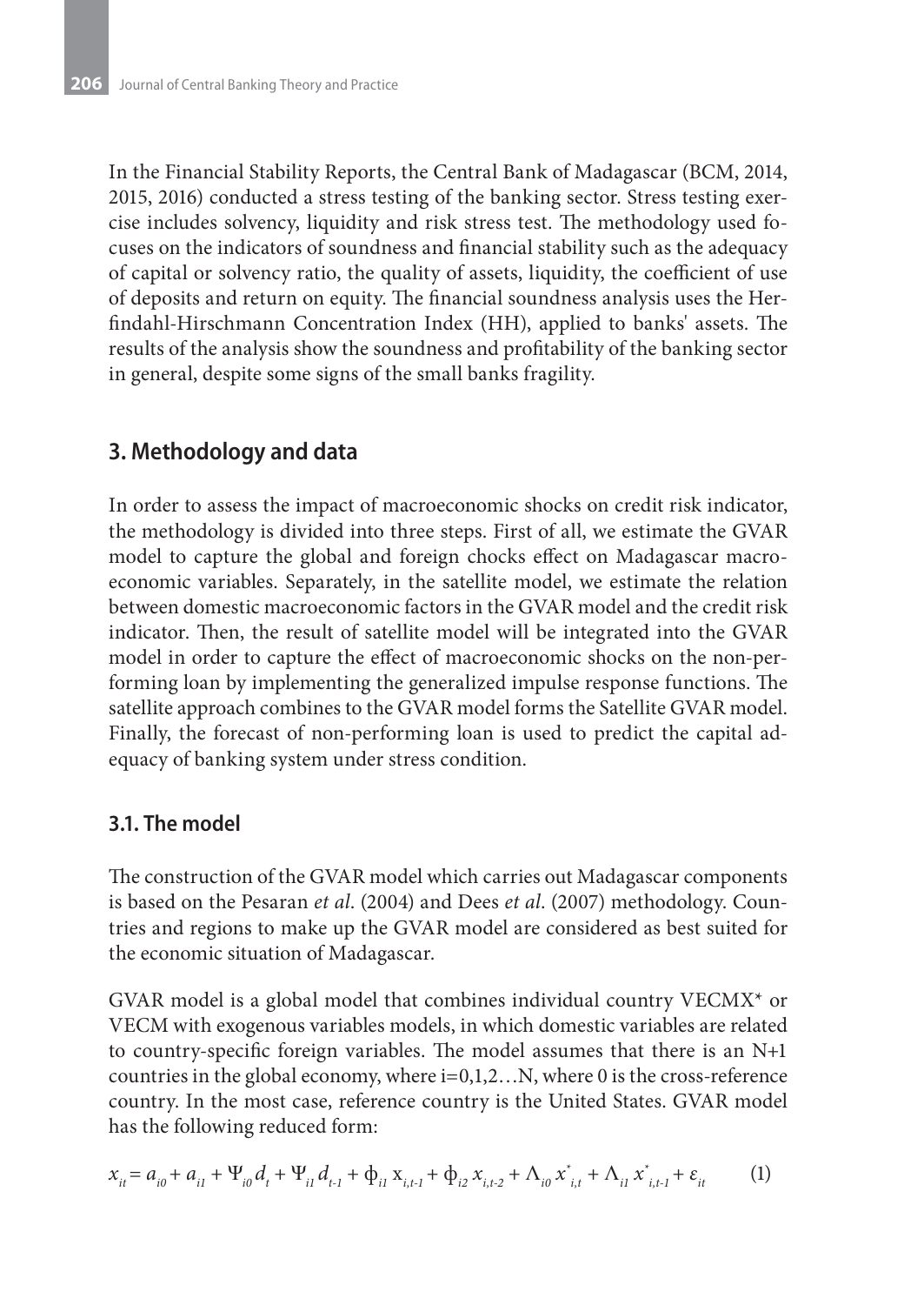In the Financial Stability Reports, the Central Bank of Madagascar (BCM, 2014, 2015, 2016) conducted a stress testing of the banking sector. Stress testing exercise includes solvency, liquidity and risk stress test. The methodology used focuses on the indicators of soundness and financial stability such as the adequacy of capital or solvency ratio, the quality of assets, liquidity, the coefficient of use of deposits and return on equity. The financial soundness analysis uses the Herfindahl-Hirschmann Concentration Index (HH), applied to banks' assets. The results of the analysis show the soundness and profitability of the banking sector in general, despite some signs of the small banks fragility.

## 3. Methodology and data

In order to assess the impact of macroeconomic shocks on credit risk indicator, the methodology is divided into three steps. First of all, we estimate the GVAR model to capture the global and foreign chocks effect on Madagascar macroeconomic variables. Separately, in the satellite model, we estimate the relation between domestic macroeconomic factors in the GVAR model and the credit risk indicator. Then, the result of satellite model will be integrated into the GVAR model in order to capture the effect of macroeconomic shocks on the non-performing loan by implementing the generalized impulse response functions. The satellite approach combines to the GVAR model forms the Satellite GVAR model. Finally, the forecast of non-performing loan is used to predict the capital adequacy of banking system under stress condition.

### 3.1. The model

The construction of the GVAR model which carries out Madagascar components is based on the Pesaran *et al*. (2004) and Dees *et al*. (2007) methodology. Countries and regions to make up the GVAR model are considered as best suited for the economic situation of Madagascar.

GVAR model is a global model that combines individual country VECMX* or VECM with exogenous variables models, in which domestic variables are related to country-specific foreign variables. The model assumes that there is an N+1 countries in the global economy, where i=0,1,2…N, where 0 is the cross-reference country. In the most case, reference country is the United States. GVAR model has the following reduced form:

$$x_{it} = a_{i0} + a_{i1} + \Psi_{i0} d_t + \Psi_{i1} d_{t-1} + \phi_{i1} x_{i,t-1} + \phi_{i2} x_{i,t-2} + \Lambda_{i0} x^*_{i,t} + \Lambda_{i1} x^*_{i,t-1} + \varepsilon_{it} \qquad (1)$$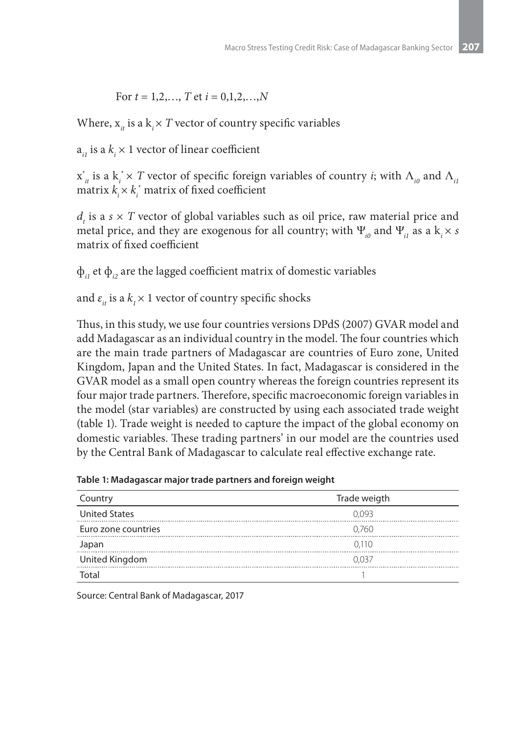For $t = 1,2,\ldots, T$ et $i = 0,1,2,\ldots,N$

Where, $x_{it}$ is a $k_i \times T$ vector of country specific variables

$a_{i1}$ is a $k_i \times 1$ vector of linear coefficient

$x^*_{it}$ is a $k^*_i \times T$ vector of specific foreign variables of country $i$; with $\Lambda_{i0}$ and $\Lambda_{i1}$ matrix $k_i \times k^*_i$ matrix of fixed coefficient

$d_t$ is a $s \times T$ vector of global variables such as oil price, raw material price and metal price, and they are exogenous for all country; with $\Psi_{i0}$ and $\Psi_{i1}$ as a $k_i \times s$ matrix of fixed coefficient

$\phi_{i1}$ et $\phi_{i2}$ are the lagged coefficient matrix of domestic variables

and $\varepsilon_{it}$ is a $k_1 \times 1$ vector of country specific shocks

Thus, in this study, we use four countries versions DPdS (2007) GVAR model and add Madagascar as an individual country in the model. The four countries which are the main trade partners of Madagascar are countries of Euro zone, United Kingdom, Japan and the United States. In fact, Madagascar is considered in the GVAR model as a small open country whereas the foreign countries represent its four major trade partners. Therefore, specific macroeconomic foreign variables in the model (star variables) are constructed by using each associated trade weight (table 1). Trade weight is needed to capture the impact of the global economy on domestic variables. These trading partners' in our model are the countries used by the Central Bank of Madagascar to calculate real effective exchange rate.

**Table 1: Madagascar major trade partners and foreign weight**

| Country | Trade weigth |
|---|---|
| United States | 0,093 |
| Euro zone countries | 0,760 |
| Japan | 0,110 |
| United Kingdom | 0,037 |
| Total | 1 |

Source: Central Bank of Madagascar, 2017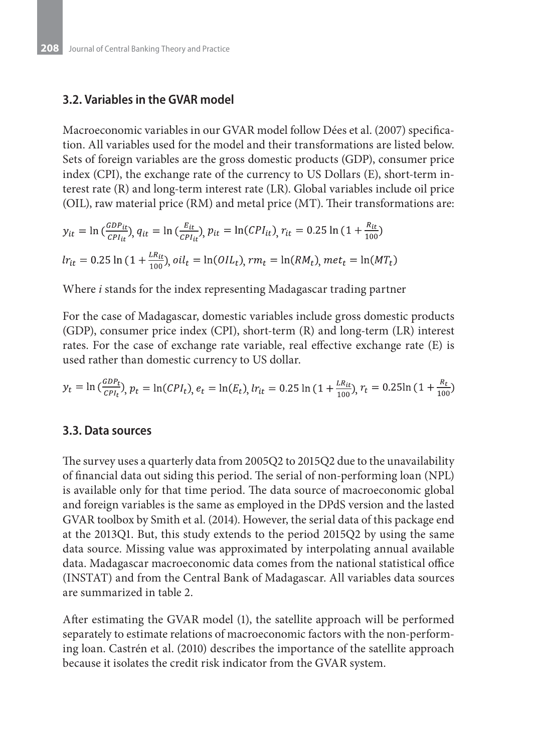### 3.2. Variables in the GVAR model

Macroeconomic variables in our GVAR model follow Dées et al. (2007) specification. All variables used for the model and their transformations are listed below. Sets of foreign variables are the gross domestic products (GDP), consumer price index (CPI), the exchange rate of the currency to US Dollars (E), short-term interest rate (R) and long-term interest rate (LR). Global variables include oil price (OIL), raw material price (RM) and metal price (MT). Their transformations are:

$$y_{it} = \ln\left(\frac{GDP_{it}}{CPI_{it}}\right),\ q_{it} = \ln\left(\frac{E_{it}}{CPI_{it}}\right),\ p_{it} = \ln(CPI_{it}),\ r_{it} = 0.25\ln\left(1 + \frac{R_{it}}{100}\right)$$

$$lr_{it} = 0.25\ln\left(1 + \frac{LR_{it}}{100}\right),\ oil_t = \ln(OIL_t),\ rm_t = \ln(RM_t),\ met_t = \ln(MT_t)$$

Where *i* stands for the index representing Madagascar trading partner

For the case of Madagascar, domestic variables include gross domestic products (GDP), consumer price index (CPI), short-term (R) and long-term (LR) interest rates. For the case of exchange rate variable, real effective exchange rate (E) is used rather than domestic currency to US dollar.

$$y_t = \ln\left(\frac{GDP_t}{CPI_t}\right),\ p_t = \ln(CPI_t),\ e_t = \ln(E_t),\ lr_{it} = 0.25\ln\left(1 + \frac{LR_{it}}{100}\right),\ r_t = 0.25\ln\left(1 + \frac{R_t}{100}\right)$$

### 3.3. Data sources

The survey uses a quarterly data from 2005Q2 to 2015Q2 due to the unavailability of financial data out siding this period. The serial of non-performing loan (NPL) is available only for that time period. The data source of macroeconomic global and foreign variables is the same as employed in the DPdS version and the lasted GVAR toolbox by Smith et al. (2014). However, the serial data of this package end at the 2013Q1. But, this study extends to the period 2015Q2 by using the same data source. Missing value was approximated by interpolating annual available data. Madagascar macroeconomic data comes from the national statistical office (INSTAT) and from the Central Bank of Madagascar. All variables data sources are summarized in table 2.

After estimating the GVAR model (1), the satellite approach will be performed separately to estimate relations of macroeconomic factors with the non-performing loan. Castrén et al. (2010) describes the importance of the satellite approach because it isolates the credit risk indicator from the GVAR system.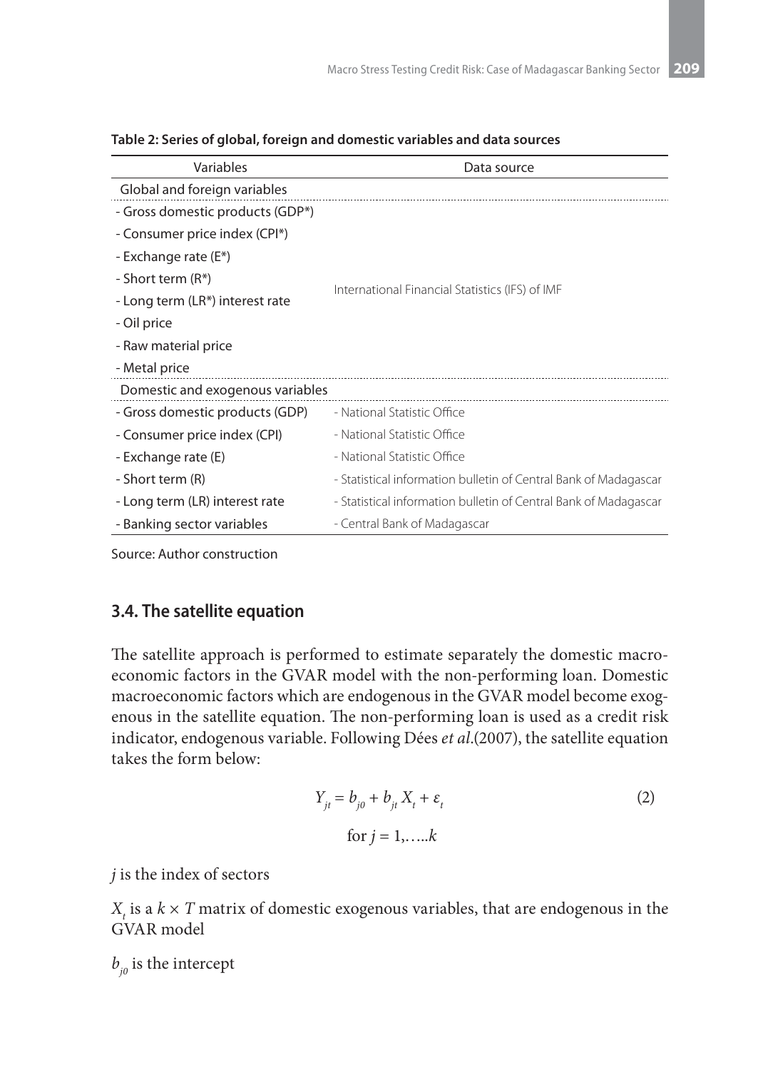**Table 2: Series of global, foreign and domestic variables and data sources**

| Variables | Data source |
|---|---|
| Global and foreign variables | |
| - Gross domestic products (GDP*) | International Financial Statistics (IFS) of IMF |
| - Consumer price index (CPI*) | |
| - Exchange rate (E*) | |
| - Short term (R*) | |
| - Long term (LR*) interest rate | |
| - Oil price | |
| - Raw material price | |
| - Metal price | |
| Domestic and exogenous variables | |
| - Gross domestic products (GDP) | - National Statistic Office |
| - Consumer price index (CPI) | - National Statistic Office |
| - Exchange rate (E) | - National Statistic Office |
| - Short term (R) | - Statistical information bulletin of Central Bank of Madagascar |
| - Long term (LR) interest rate | - Statistical information bulletin of Central Bank of Madagascar |
| - Banking sector variables | - Central Bank of Madagascar |

Source: Author construction

### 3.4. The satellite equation

The satellite approach is performed to estimate separately the domestic macroeconomic factors in the GVAR model with the non-performing loan. Domestic macroeconomic factors which are endogenous in the GVAR model become exogenous in the satellite equation. The non-performing loan is used as a credit risk indicator, endogenous variable. Following Dées *et al.*(2007), the satellite equation takes the form below:

$$Y_{jt} = b_{j0} + b_{jt} X_t + \varepsilon_t \quad (2)$$

$$\text{for } j = 1, \ldots k$$

$j$ is the index of sectors

$X_t$ is a $k \times T$ matrix of domestic exogenous variables, that are endogenous in the GVAR model

$b_{j0}$ is the intercept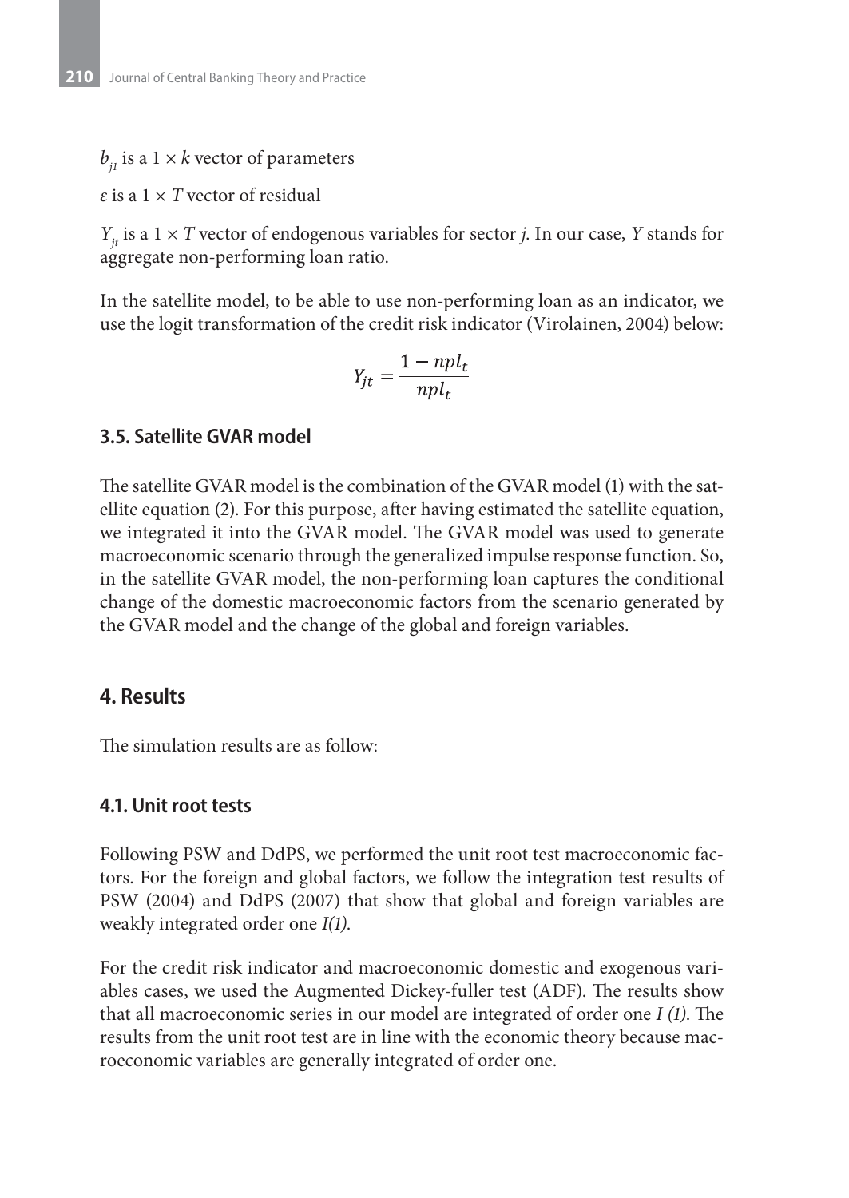$b_{j1}$ is a $1 \times k$ vector of parameters

$\varepsilon$ is a $1 \times T$ vector of residual

$Y_{jt}$ is a $1 \times T$ vector of endogenous variables for sector $j$. In our case, $Y$ stands for aggregate non-performing loan ratio.

In the satellite model, to be able to use non-performing loan as an indicator, we use the logit transformation of the credit risk indicator (Virolainen, 2004) below:

$$Y_{jt} = \frac{1 - npl_t}{npl_t}$$

### 3.5. Satellite GVAR model

The satellite GVAR model is the combination of the GVAR model (1) with the satellite equation (2). For this purpose, after having estimated the satellite equation, we integrated it into the GVAR model. The GVAR model was used to generate macroeconomic scenario through the generalized impulse response function. So, in the satellite GVAR model, the non-performing loan captures the conditional change of the domestic macroeconomic factors from the scenario generated by the GVAR model and the change of the global and foreign variables.

## 4. Results

The simulation results are as follow:

### 4.1. Unit root tests

Following PSW and DdPS, we performed the unit root test macroeconomic factors. For the foreign and global factors, we follow the integration test results of PSW (2004) and DdPS (2007) that show that global and foreign variables are weakly integrated order one *I(1)*.

For the credit risk indicator and macroeconomic domestic and exogenous variables cases, we used the Augmented Dickey-fuller test (ADF). The results show that all macroeconomic series in our model are integrated of order one *I (1)*. The results from the unit root test are in line with the economic theory because macroeconomic variables are generally integrated of order one.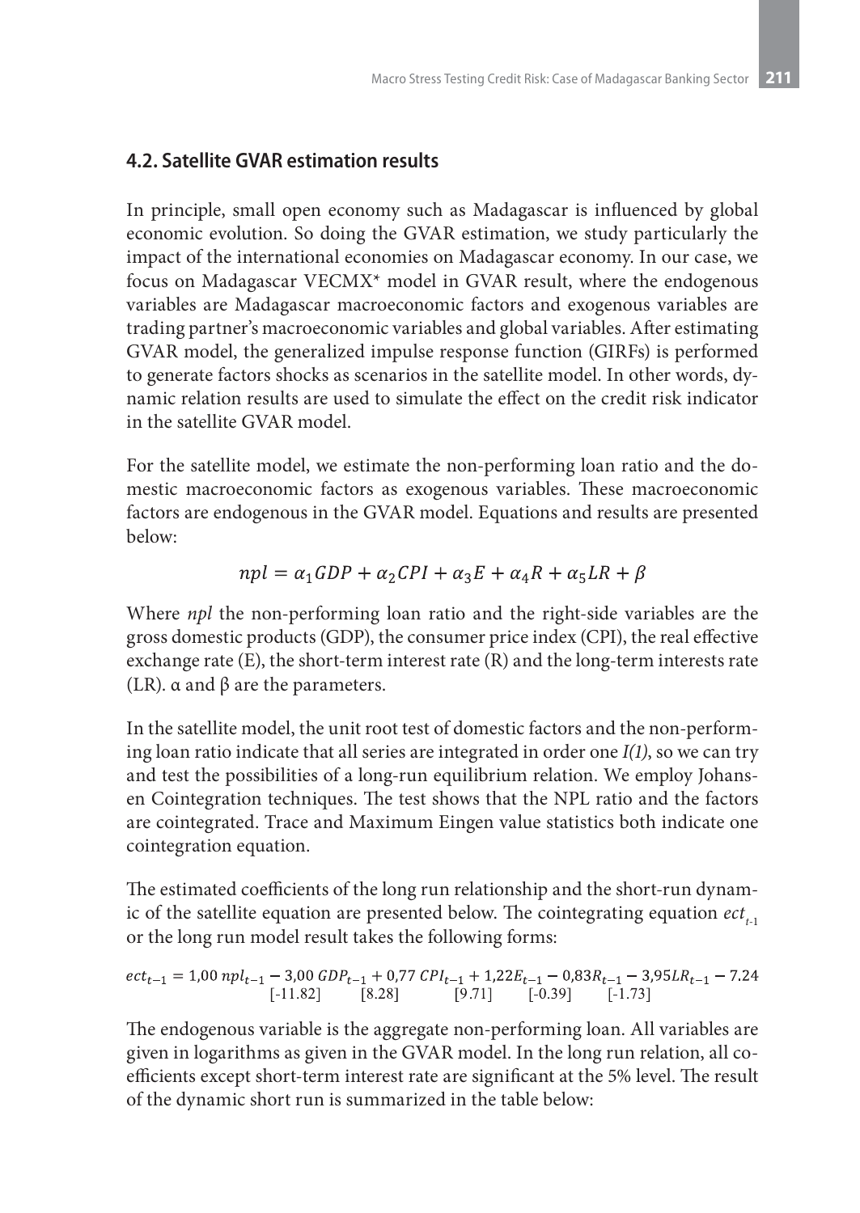## 4.2. Satellite GVAR estimation results

In principle, small open economy such as Madagascar is influenced by global economic evolution. So doing the GVAR estimation, we study particularly the impact of the international economies on Madagascar economy. In our case, we focus on Madagascar VECMX* model in GVAR result, where the endogenous variables are Madagascar macroeconomic factors and exogenous variables are trading partner's macroeconomic variables and global variables. After estimating GVAR model, the generalized impulse response function (GIRFs) is performed to generate factors shocks as scenarios in the satellite model. In other words, dynamic relation results are used to simulate the effect on the credit risk indicator in the satellite GVAR model.

For the satellite model, we estimate the non-performing loan ratio and the domestic macroeconomic factors as exogenous variables. These macroeconomic factors are endogenous in the GVAR model. Equations and results are presented below:

$$npl = \alpha_1 GDP + \alpha_2 CPI + \alpha_3 E + \alpha_4 R + \alpha_5 LR + \beta$$

Where *npl* the non-performing loan ratio and the right-side variables are the gross domestic products (GDP), the consumer price index (CPI), the real effective exchange rate (E), the short-term interest rate (R) and the long-term interests rate (LR). α and β are the parameters.

In the satellite model, the unit root test of domestic factors and the non-performing loan ratio indicate that all series are integrated in order one *I(1)*, so we can try and test the possibilities of a long-run equilibrium relation. We employ Johansen Cointegration techniques. The test shows that the NPL ratio and the factors are cointegrated. Trace and Maximum Eingen value statistics both indicate one cointegration equation.

The estimated coefficients of the long run relationship and the short-run dynamic of the satellite equation are presented below. The cointegrating equation $ect_{t\text{-}1}$ or the long run model result takes the following forms:

$$ect_{t-1} = 1{,}00\, npl_{t-1} - \underset{[-11.82]}{3{,}00\, GDP_{t-1}} + \underset{[8.28]}{0{,}77\, CPI_{t-1}} + \underset{[9.71]}{1{,}22 E_{t-1}} - \underset{[-0.39]}{0{,}83 R_{t-1}} - \underset{[-1.73]}{3{,}95 LR_{t-1}} - 7.24$$

The endogenous variable is the aggregate non-performing loan. All variables are given in logarithms as given in the GVAR model. In the long run relation, all coefficients except short-term interest rate are significant at the 5% level. The result of the dynamic short run is summarized in the table below: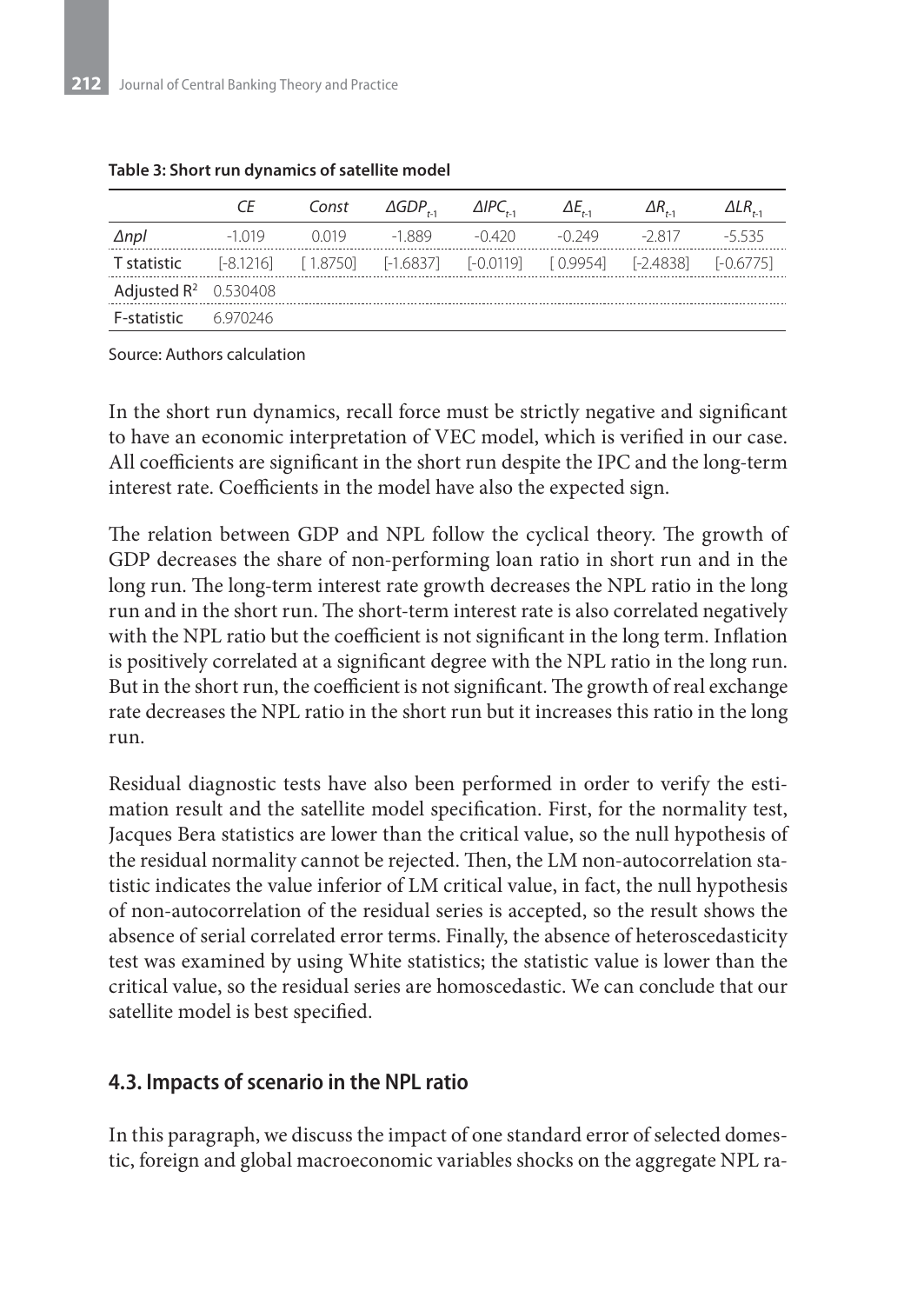**Table 3: Short run dynamics of satellite model**

| | $CE$ | $Const$ | $\Delta GDP_{t-1}$ | $\Delta IPC_{t-1}$ | $\Delta E_{t-1}$ | $\Delta R_{t-1}$ | $\Delta LR_{t-1}$ |
|---|---|---|---|---|---|---|---|
| $\Delta npl$ | -1.019 | 0.019 | -1.889 | -0.420 | -0.249 | -2.817 | -5.535 |
| T statistic | [-8.1216] | [ 1.8750] | [-1.6837] | [-0.0119] | [ 0.9954] | [-2.4838] | [-0.6775] |
| Adjusted $R^2$ | 0.530408 | | | | | | |
| F-statistic | 6.970246 | | | | | | |

Source: Authors calculation

In the short run dynamics, recall force must be strictly negative and significant to have an economic interpretation of VEC model, which is verified in our case. All coefficients are significant in the short run despite the IPC and the long-term interest rate. Coefficients in the model have also the expected sign.

The relation between GDP and NPL follow the cyclical theory. The growth of GDP decreases the share of non-performing loan ratio in short run and in the long run. The long-term interest rate growth decreases the NPL ratio in the long run and in the short run. The short-term interest rate is also correlated negatively with the NPL ratio but the coefficient is not significant in the long term. Inflation is positively correlated at a significant degree with the NPL ratio in the long run. But in the short run, the coefficient is not significant. The growth of real exchange rate decreases the NPL ratio in the short run but it increases this ratio in the long run.

Residual diagnostic tests have also been performed in order to verify the estimation result and the satellite model specification. First, for the normality test, Jacques Bera statistics are lower than the critical value, so the null hypothesis of the residual normality cannot be rejected. Then, the LM non-autocorrelation statistic indicates the value inferior of LM critical value, in fact, the null hypothesis of non-autocorrelation of the residual series is accepted, so the result shows the absence of serial correlated error terms. Finally, the absence of heteroscedasticity test was examined by using White statistics; the statistic value is lower than the critical value, so the residual series are homoscedastic. We can conclude that our satellite model is best specified.

## 4.3. Impacts of scenario in the NPL ratio

In this paragraph, we discuss the impact of one standard error of selected domestic, foreign and global macroeconomic variables shocks on the aggregate NPL ra-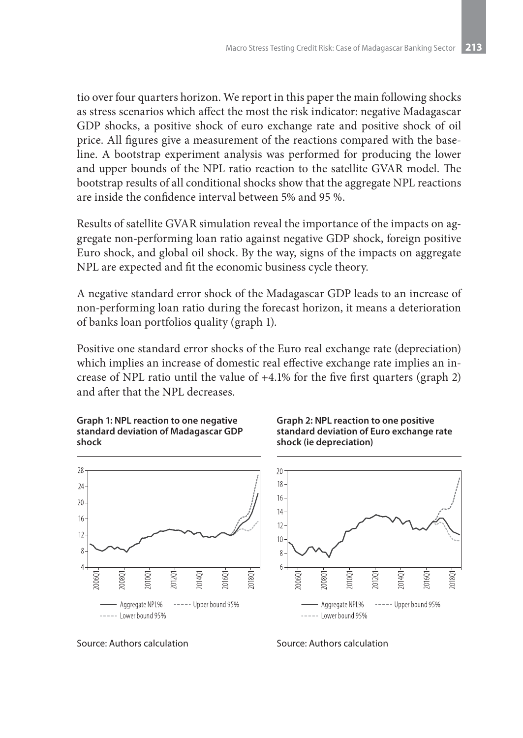tio over four quarters horizon. We report in this paper the main following shocks as stress scenarios which affect the most the risk indicator: negative Madagascar GDP shocks, a positive shock of euro exchange rate and positive shock of oil price. All figures give a measurement of the reactions compared with the baseline. A bootstrap experiment analysis was performed for producing the lower and upper bounds of the NPL ratio reaction to the satellite GVAR model. The bootstrap results of all conditional shocks show that the aggregate NPL reactions are inside the confidence interval between 5% and 95 %.

Results of satellite GVAR simulation reveal the importance of the impacts on aggregate non-performing loan ratio against negative GDP shock, foreign positive Euro shock, and global oil shock. By the way, signs of the impacts on aggregate NPL are expected and fit the economic business cycle theory.

A negative standard error shock of the Madagascar GDP leads to an increase of non-performing loan ratio during the forecast horizon, it means a deterioration of banks loan portfolios quality (graph 1).

Positive one standard error shocks of the Euro real exchange rate (depreciation) which implies an increase of domestic real effective exchange rate implies an increase of NPL ratio until the value of +4.1% for the five first quarters (graph 2) and after that the NPL decreases.

**Graph 1: NPL reaction to one negative standard deviation of Madagascar GDP shock**

Source: Authors calculation

**Graph 2: NPL reaction to one positive standard deviation of Euro exchange rate shock (ie depreciation)**

Source: Authors calculation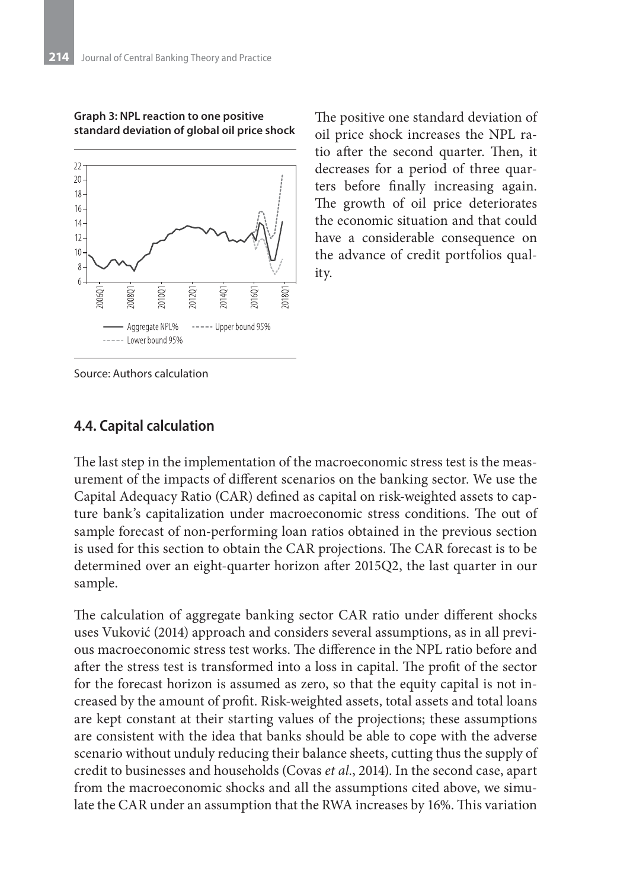**Graph 3: NPL reaction to one positive standard deviation of global oil price shock**

Source: Authors calculation

The positive one standard deviation of oil price shock increases the NPL ratio after the second quarter. Then, it decreases for a period of three quarters before finally increasing again. The growth of oil price deteriorates the economic situation and that could have a considerable consequence on the advance of credit portfolios quality.

### 4.4. Capital calculation

The last step in the implementation of the macroeconomic stress test is the measurement of the impacts of different scenarios on the banking sector. We use the Capital Adequacy Ratio (CAR) defined as capital on risk-weighted assets to capture bank's capitalization under macroeconomic stress conditions. The out of sample forecast of non-performing loan ratios obtained in the previous section is used for this section to obtain the CAR projections. The CAR forecast is to be determined over an eight-quarter horizon after 2015Q2, the last quarter in our sample.

The calculation of aggregate banking sector CAR ratio under different shocks uses Vuković (2014) approach and considers several assumptions, as in all previous macroeconomic stress test works. The difference in the NPL ratio before and after the stress test is transformed into a loss in capital. The profit of the sector for the forecast horizon is assumed as zero, so that the equity capital is not increased by the amount of profit. Risk-weighted assets, total assets and total loans are kept constant at their starting values of the projections; these assumptions are consistent with the idea that banks should be able to cope with the adverse scenario without unduly reducing their balance sheets, cutting thus the supply of credit to businesses and households (Covas *et al.*, 2014). In the second case, apart from the macroeconomic shocks and all the assumptions cited above, we simulate the CAR under an assumption that the RWA increases by 16%. This variation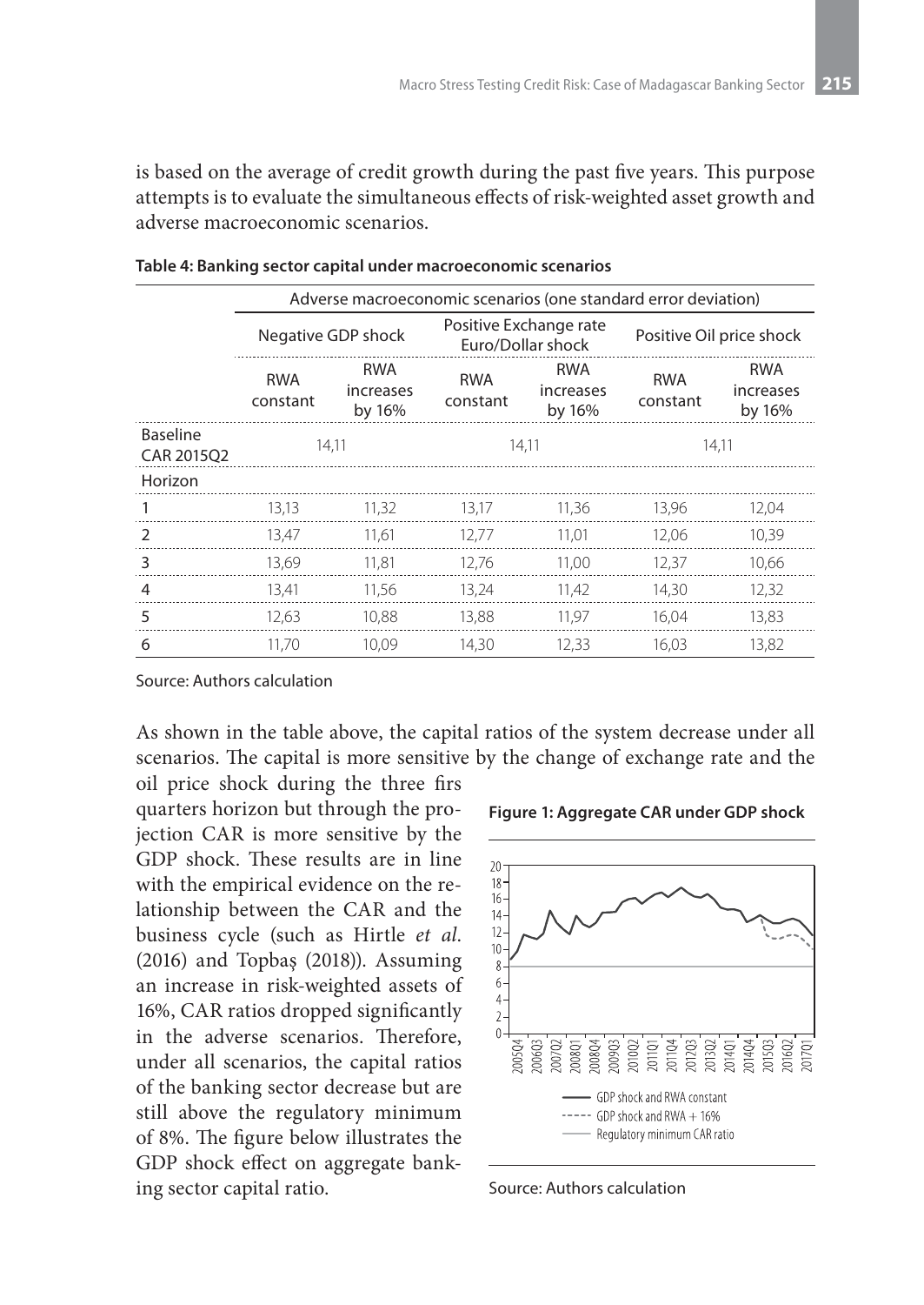is based on the average of credit growth during the past five years. This purpose attempts is to evaluate the simultaneous effects of risk-weighted asset growth and adverse macroeconomic scenarios.

**Table 4: Banking sector capital under macroeconomic scenarios**

| | Adverse macroeconomic scenarios (one standard error deviation) | | | | | |
|---|---|---|---|---|---|---|
| | Negative GDP shock | | Positive Exchange rate Euro/Dollar shock | | Positive Oil price shock | |
| | RWA constant | RWA increases by 16% | RWA constant | RWA increases by 16% | RWA constant | RWA increases by 16% |
| Baseline CAR 2015Q2 | 14,11 | | 14,11 | | 14,11 | |
| Horizon | | | | | | |
| 1 | 13,13 | 11,32 | 13,17 | 11,36 | 13,96 | 12,04 |
| 2 | 13,47 | 11,61 | 12,77 | 11,01 | 12,06 | 10,39 |
| 3 | 13,69 | 11,81 | 12,76 | 11,00 | 12,37 | 10,66 |
| 4 | 13,41 | 11,56 | 13,24 | 11,42 | 14,30 | 12,32 |
| 5 | 12,63 | 10,88 | 13,88 | 11,97 | 16,04 | 13,83 |
| 6 | 11,70 | 10,09 | 14,30 | 12,33 | 16,03 | 13,82 |

Source: Authors calculation

As shown in the table above, the capital ratios of the system decrease under all scenarios. The capital is more sensitive by the change of exchange rate and the oil price shock during the three firs quarters horizon but through the projection CAR is more sensitive by the GDP shock. These results are in line with the empirical evidence on the relationship between the CAR and the business cycle (such as Hirtle *et al*. (2016) and Topbaş (2018)). Assuming an increase in risk-weighted assets of 16%, CAR ratios dropped significantly in the adverse scenarios. Therefore, under all scenarios, the capital ratios of the banking sector decrease but are still above the regulatory minimum of 8%. The figure below illustrates the GDP shock effect on aggregate banking sector capital ratio.

**Figure 1: Aggregate CAR under GDP shock**

Source: Authors calculation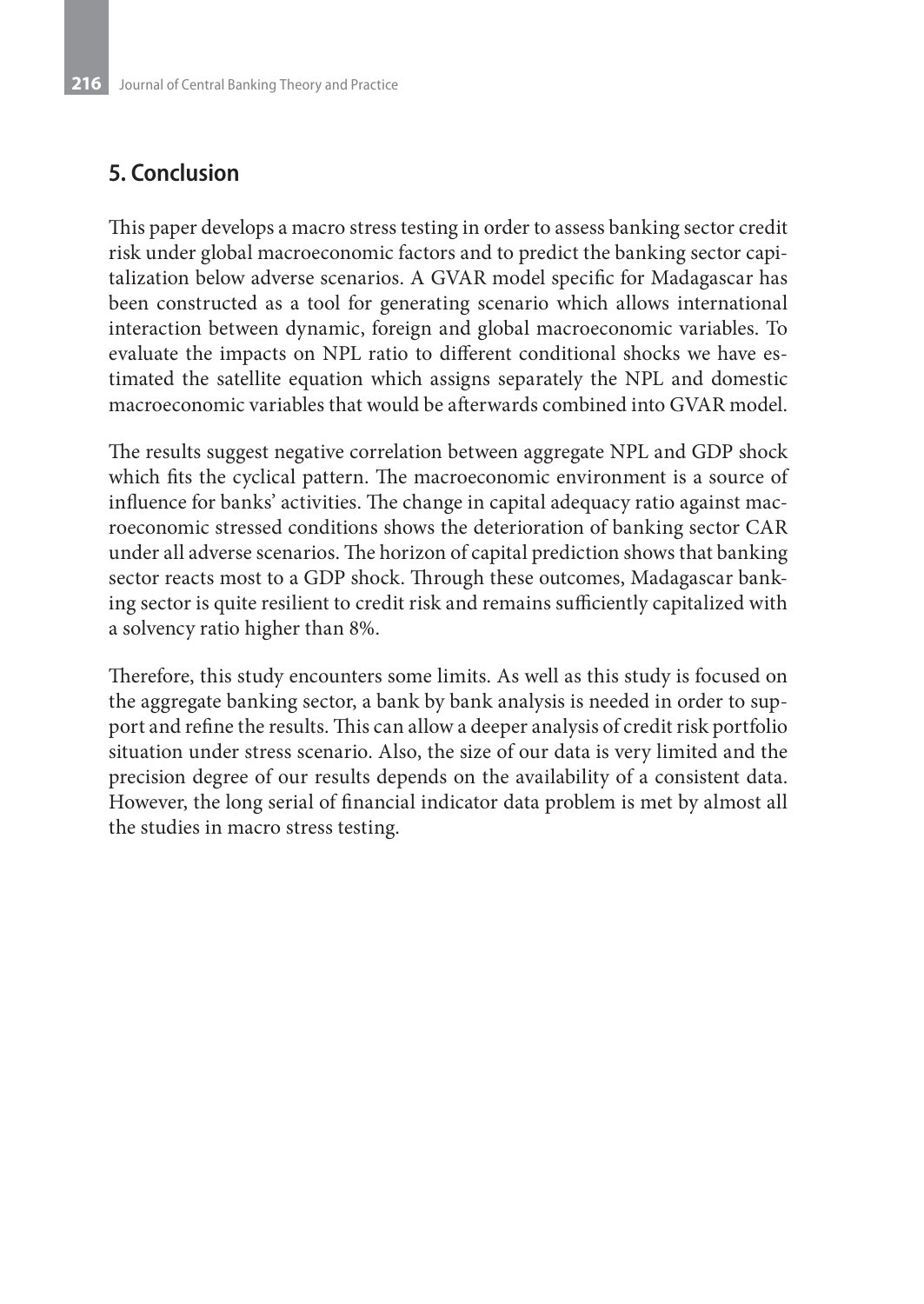## 5. Conclusion

This paper develops a macro stress testing in order to assess banking sector credit risk under global macroeconomic factors and to predict the banking sector capitalization below adverse scenarios. A GVAR model specific for Madagascar has been constructed as a tool for generating scenario which allows international interaction between dynamic, foreign and global macroeconomic variables. To evaluate the impacts on NPL ratio to different conditional shocks we have estimated the satellite equation which assigns separately the NPL and domestic macroeconomic variables that would be afterwards combined into GVAR model.

The results suggest negative correlation between aggregate NPL and GDP shock which fits the cyclical pattern. The macroeconomic environment is a source of influence for banks' activities. The change in capital adequacy ratio against macroeconomic stressed conditions shows the deterioration of banking sector CAR under all adverse scenarios. The horizon of capital prediction shows that banking sector reacts most to a GDP shock. Through these outcomes, Madagascar banking sector is quite resilient to credit risk and remains sufficiently capitalized with a solvency ratio higher than 8%.

Therefore, this study encounters some limits. As well as this study is focused on the aggregate banking sector, a bank by bank analysis is needed in order to support and refine the results. This can allow a deeper analysis of credit risk portfolio situation under stress scenario. Also, the size of our data is very limited and the precision degree of our results depends on the availability of a consistent data. However, the long serial of financial indicator data problem is met by almost all the studies in macro stress testing.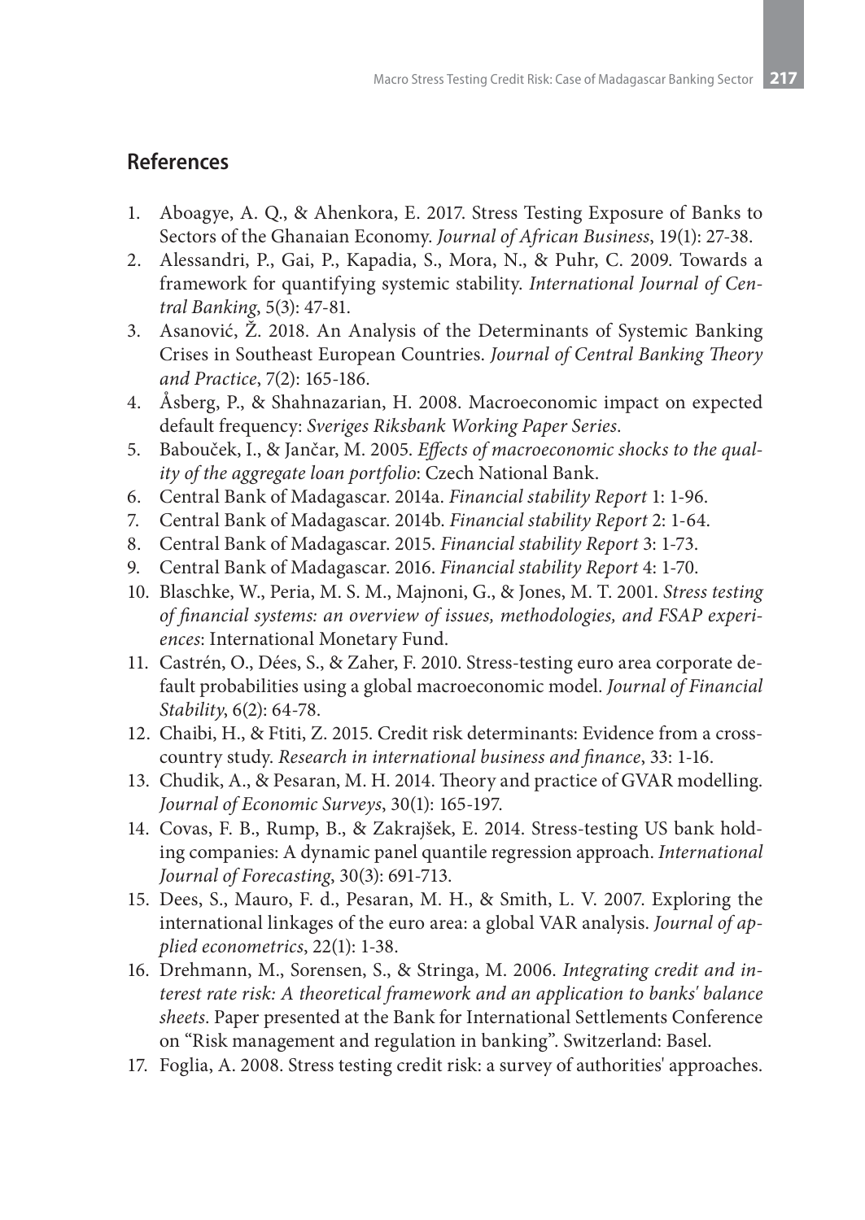## References

1. Aboagye, A. Q., & Ahenkora, E. 2017. Stress Testing Exposure of Banks to Sectors of the Ghanaian Economy. *Journal of African Business*, 19(1): 27-38.
2. Alessandri, P., Gai, P., Kapadia, S., Mora, N., & Puhr, C. 2009. Towards a framework for quantifying systemic stability. *International Journal of Central Banking*, 5(3): 47-81.
3. Asanović, Ž. 2018. An Analysis of the Determinants of Systemic Banking Crises in Southeast European Countries. *Journal of Central Banking Theory and Practice*, 7(2): 165-186.
4. Åsberg, P., & Shahnazarian, H. 2008. Macroeconomic impact on expected default frequency: *Sveriges Riksbank Working Paper Series*.
5. Babouček, I., & Jančar, M. 2005. *Effects of macroeconomic shocks to the quality of the aggregate loan portfolio*: Czech National Bank.
6. Central Bank of Madagascar. 2014a. *Financial stability Report* 1: 1-96.
7. Central Bank of Madagascar. 2014b. *Financial stability Report* 2: 1-64.
8. Central Bank of Madagascar. 2015. *Financial stability Report* 3: 1-73.
9. Central Bank of Madagascar. 2016. *Financial stability Report* 4: 1-70.
10. Blaschke, W., Peria, M. S. M., Majnoni, G., & Jones, M. T. 2001. *Stress testing of financial systems: an overview of issues, methodologies, and FSAP experiences*: International Monetary Fund.
11. Castrén, O., Dées, S., & Zaher, F. 2010. Stress-testing euro area corporate default probabilities using a global macroeconomic model. *Journal of Financial Stability*, 6(2): 64-78.
12. Chaibi, H., & Ftiti, Z. 2015. Credit risk determinants: Evidence from a cross-country study. *Research in international business and finance*, 33: 1-16.
13. Chudik, A., & Pesaran, M. H. 2014. Theory and practice of GVAR modelling. *Journal of Economic Surveys*, 30(1): 165-197.
14. Covas, F. B., Rump, B., & Zakrajšek, E. 2014. Stress-testing US bank holding companies: A dynamic panel quantile regression approach. *International Journal of Forecasting*, 30(3): 691-713.
15. Dees, S., Mauro, F. d., Pesaran, M. H., & Smith, L. V. 2007. Exploring the international linkages of the euro area: a global VAR analysis. *Journal of applied econometrics*, 22(1): 1-38.
16. Drehmann, M., Sorensen, S., & Stringa, M. 2006. *Integrating credit and interest rate risk: A theoretical framework and an application to banks' balance sheets*. Paper presented at the Bank for International Settlements Conference on "Risk management and regulation in banking". Switzerland: Basel.
17. Foglia, A. 2008. Stress testing credit risk: a survey of authorities' approaches.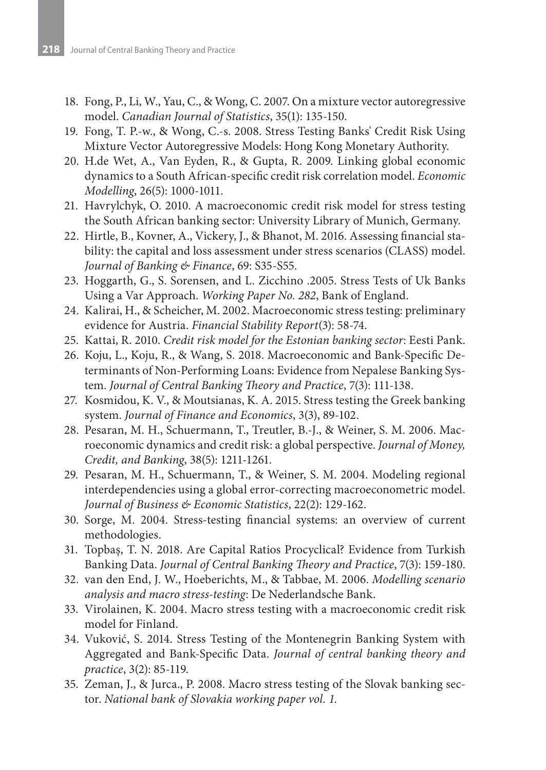18. Fong, P., Li, W., Yau, C., & Wong, C. 2007. On a mixture vector autoregressive model. *Canadian Journal of Statistics*, 35(1): 135-150.
19. Fong, T. P.-w., & Wong, C.-s. 2008. Stress Testing Banks' Credit Risk Using Mixture Vector Autoregressive Models: Hong Kong Monetary Authority.
20. H.de Wet, A., Van Eyden, R., & Gupta, R. 2009. Linking global economic dynamics to a South African-specific credit risk correlation model. *Economic Modelling*, 26(5): 1000-1011.
21. Havrylchyk, O. 2010. A macroeconomic credit risk model for stress testing the South African banking sector: University Library of Munich, Germany.
22. Hirtle, B., Kovner, A., Vickery, J., & Bhanot, M. 2016. Assessing financial stability: the capital and loss assessment under stress scenarios (CLASS) model. *Journal of Banking & Finance*, 69: S35-S55.
23. Hoggarth, G., S. Sorensen, and L. Zicchino .2005. Stress Tests of Uk Banks Using a Var Approach. *Working Paper No. 282*, Bank of England.
24. Kalirai, H., & Scheicher, M. 2002. Macroeconomic stress testing: preliminary evidence for Austria. *Financial Stability Report*(3): 58-74.
25. Kattai, R. 2010. *Credit risk model for the Estonian banking sector*: Eesti Pank.
26. Koju, L., Koju, R., & Wang, S. 2018. Macroeconomic and Bank-Specific Determinants of Non-Performing Loans: Evidence from Nepalese Banking System. *Journal of Central Banking Theory and Practice*, 7(3): 111-138.
27. Kosmidou, K. V., & Moutsianas, K. A. 2015. Stress testing the Greek banking system. *Journal of Finance and Economics*, 3(3), 89-102.
28. Pesaran, M. H., Schuermann, T., Treutler, B.-J., & Weiner, S. M. 2006. Macroeconomic dynamics and credit risk: a global perspective. *Journal of Money, Credit, and Banking*, 38(5): 1211-1261.
29. Pesaran, M. H., Schuermann, T., & Weiner, S. M. 2004. Modeling regional interdependencies using a global error-correcting macroeconometric model. *Journal of Business & Economic Statistics*, 22(2): 129-162.
30. Sorge, M. 2004. Stress-testing financial systems: an overview of current methodologies.
31. Topbaş, T. N. 2018. Are Capital Ratios Procyclical? Evidence from Turkish Banking Data. *Journal of Central Banking Theory and Practice*, 7(3): 159-180.
32. van den End, J. W., Hoeberichts, M., & Tabbae, M. 2006. *Modelling scenario analysis and macro stress-testing*: De Nederlandsche Bank.
33. Virolainen, K. 2004. Macro stress testing with a macroeconomic credit risk model for Finland.
34. Vuković, S. 2014. Stress Testing of the Montenegrin Banking System with Aggregated and Bank-Specific Data. *Journal of central banking theory and practice*, 3(2): 85-119.
35. Zeman, J., & Jurca., P. 2008. Macro stress testing of the Slovak banking sector. *National bank of Slovakia working paper vol. 1.*